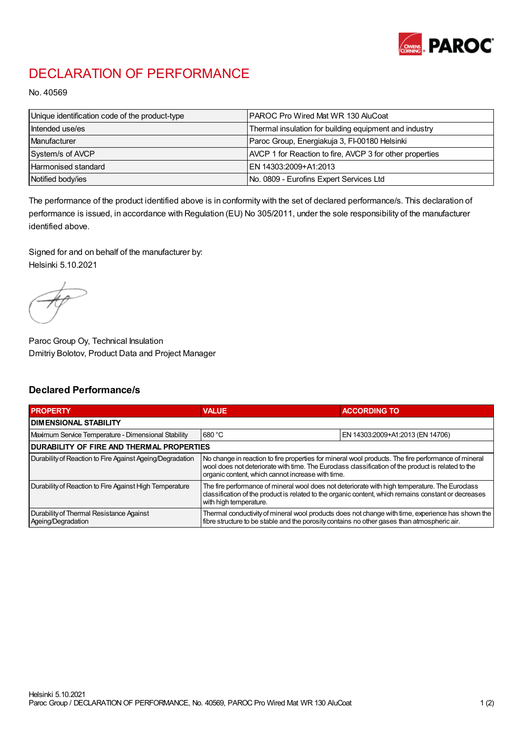# DECLARATION OF PERFORMANCE

No. 40569

| | |
|---|---|
| Unique identification code of the product-type | PAROC Pro Wired Mat WR 130 AluCoat |
| Intended use/es | Thermal insulation for building equipment and industry |
| Manufacturer | Paroc Group, Energiakuja 3, FI-00180 Helsinki |
| System/s of AVCP | AVCP 1 for Reaction to fire, AVCP 3 for other properties |
| Harmonised standard | EN 14303:2009+A1:2013 |
| Notified body/ies | No. 0809 - Eurofins Expert Services Ltd |

The performance of the product identified above is in conformity with the set of declared performance/s. This declaration of performance is issued, in accordance with Regulation (EU) No 305/2011, under the sole responsibility of the manufacturer identified above.

Signed for and on behalf of the manufacturer by:
Helsinki 5.10.2021

Paroc Group Oy, Technical Insulation
Dmitriy Bolotov, Product Data and Project Manager

## Declared Performance/s

| PROPERTY | VALUE | ACCORDING TO |
|---|---|---|
| **DIMENSIONAL STABILITY** | | |
| Maximum Service Temperature - Dimensional Stability | 680 °C | EN 14303:2009+A1:2013 (EN 14706) |
| **DURABILITY OF FIRE AND THERMAL PROPERTIES** | | |
| Durability of Reaction to Fire Against Ageing/Degradation | No change in reaction to fire properties for mineral wool products. The fire performance of mineral wool does not deteriorate with time. The Euroclass classification of the product is related to the organic content, which cannot increase with time. | |
| Durability of Reaction to Fire Against High Temperature | The fire performance of mineral wool does not deteriorate with high temperature. The Euroclass classification of the product is related to the organic content, which remains constant or decreases with high temperature. | |
| Durability of Thermal Resistance Against Ageing/Degradation | Thermal conductivity of mineral wool products does not change with time, experience has shown the fibre structure to be stable and the porosity contains no other gases than atmospheric air. | |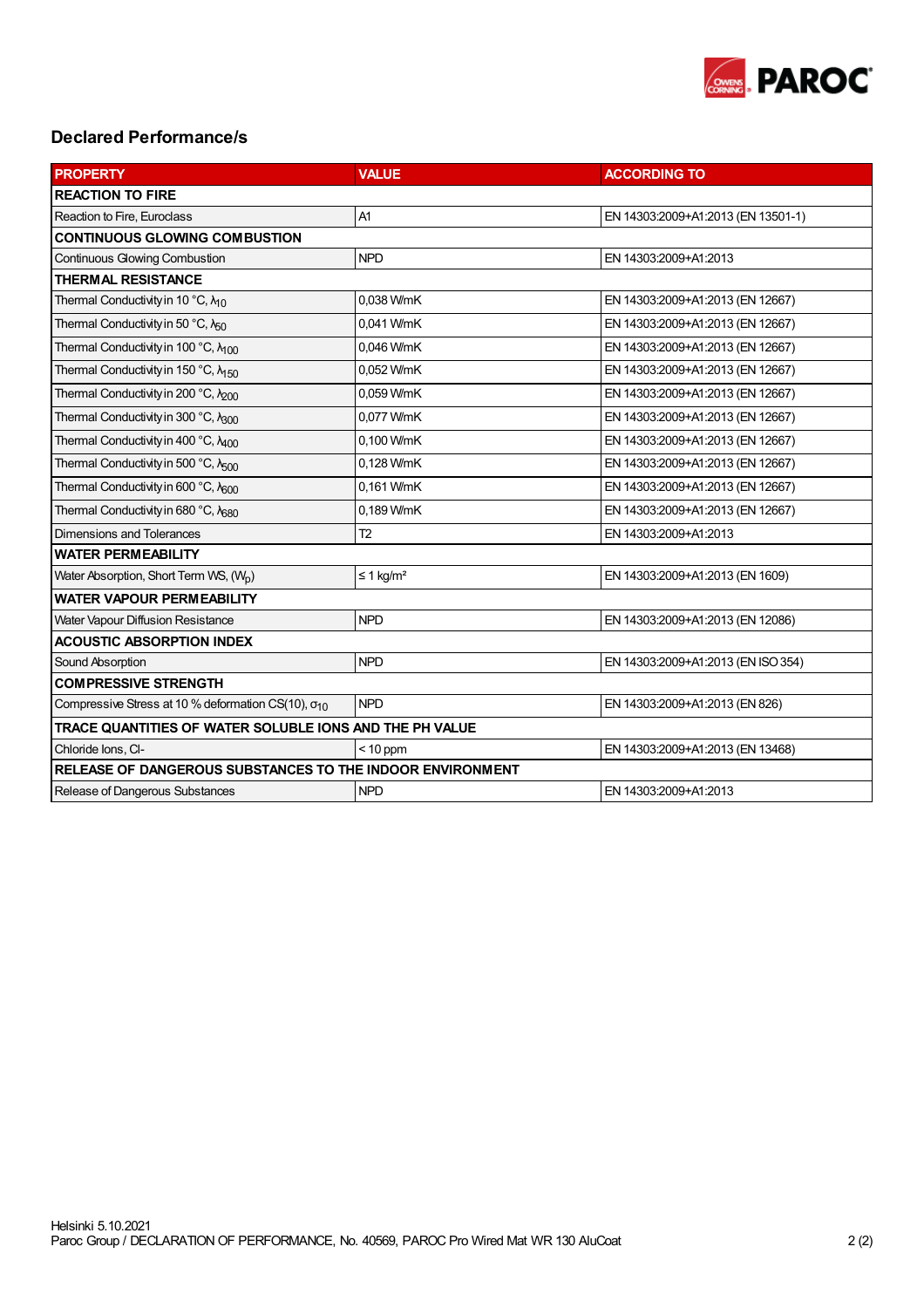## Declared Performance/s

| PROPERTY | VALUE | ACCORDING TO |
|---|---|---|
| **REACTION TO FIRE** | | |
| Reaction to Fire, Euroclass | A1 | EN 14303:2009+A1:2013 (EN 13501-1) |
| **CONTINUOUS GLOWING COMBUSTION** | | |
| Continuous Glowing Combustion | NPD | EN 14303:2009+A1:2013 |
| **THERMAL RESISTANCE** | | |
| Thermal Conductivity in 10 °C, $\lambda_{10}$ | 0,038 W/mK | EN 14303:2009+A1:2013 (EN 12667) |
| Thermal Conductivity in 50 °C, $\lambda_{50}$ | 0,041 W/mK | EN 14303:2009+A1:2013 (EN 12667) |
| Thermal Conductivity in 100 °C, $\lambda_{100}$ | 0,046 W/mK | EN 14303:2009+A1:2013 (EN 12667) |
| Thermal Conductivity in 150 °C, $\lambda_{150}$ | 0,052 W/mK | EN 14303:2009+A1:2013 (EN 12667) |
| Thermal Conductivity in 200 °C, $\lambda_{200}$ | 0,059 W/mK | EN 14303:2009+A1:2013 (EN 12667) |
| Thermal Conductivity in 300 °C, $\lambda_{300}$ | 0,077 W/mK | EN 14303:2009+A1:2013 (EN 12667) |
| Thermal Conductivity in 400 °C, $\lambda_{400}$ | 0,100 W/mK | EN 14303:2009+A1:2013 (EN 12667) |
| Thermal Conductivity in 500 °C, $\lambda_{500}$ | 0,128 W/mK | EN 14303:2009+A1:2013 (EN 12667) |
| Thermal Conductivity in 600 °C, $\lambda_{600}$ | 0,161 W/mK | EN 14303:2009+A1:2013 (EN 12667) |
| Thermal Conductivity in 680 °C, $\lambda_{680}$ | 0,189 W/mK | EN 14303:2009+A1:2013 (EN 12667) |
| Dimensions and Tolerances | T2 | EN 14303:2009+A1:2013 |
| **WATER PERMEABILITY** | | |
| Water Absorption, Short Term WS, ($W_p$) | ≤ 1 kg/m² | EN 14303:2009+A1:2013 (EN 1609) |
| **WATER VAPOUR PERMEABILITY** | | |
| Water Vapour Diffusion Resistance | NPD | EN 14303:2009+A1:2013 (EN 12086) |
| **ACOUSTIC ABSORPTION INDEX** | | |
| Sound Absorption | NPD | EN 14303:2009+A1:2013 (EN ISO 354) |
| **COMPRESSIVE STRENGTH** | | |
| Compressive Stress at 10 % deformation CS(10), $\sigma_{10}$ | NPD | EN 14303:2009+A1:2013 (EN 826) |
| **TRACE QUANTITIES OF WATER SOLUBLE IONS AND THE PH VALUE** | | |
| Chloride Ions, Cl- | < 10 ppm | EN 14303:2009+A1:2013 (EN 13468) |
| **RELEASE OF DANGEROUS SUBSTANCES TO THE INDOOR ENVIRONMENT** | | |
| Release of Dangerous Substances | NPD | EN 14303:2009+A1:2013 |

Helsinki 5.10.2021
Paroc Group / DECLARATION OF PERFORMANCE, No. 40569, PAROC Pro Wired Mat WR 130 AluCoat